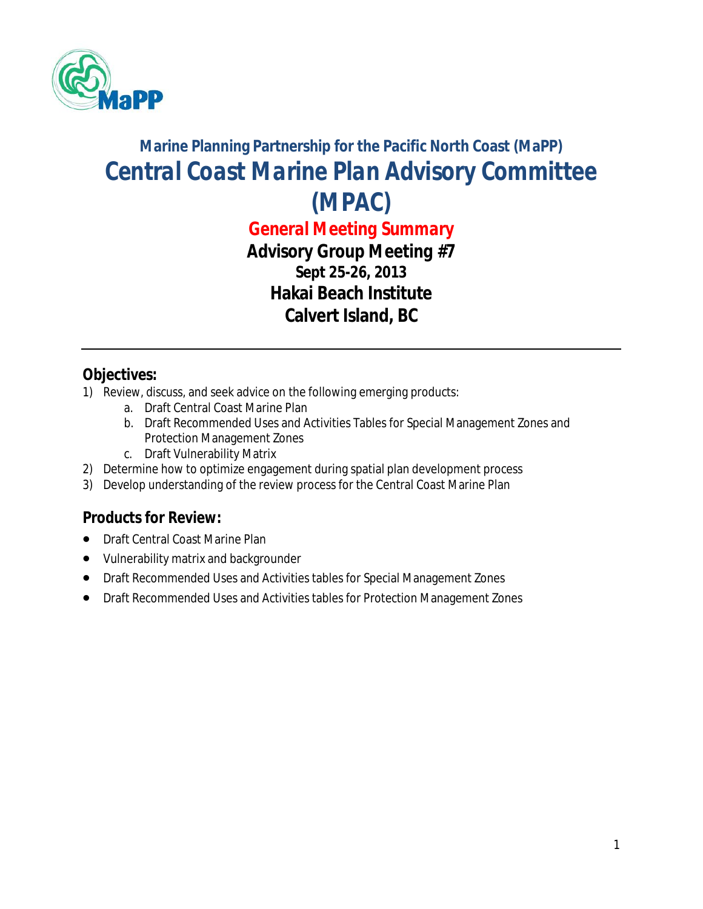MaPP

## Marine Planning Partnership for the Pacific North Coast (MaPP)

# Central Coast Marine Plan Advisory Committee (MPAC)

## General Meeting Summary

**Advisory Group Meeting #7**

**Sept 25-26, 2013**

**Hakai Beach Institute**

**Calvert Island, BC**

---

## Objectives:

1) Review, discuss, and seek advice on the following emerging products:
   a. Draft Central Coast Marine Plan
   b. Draft Recommended Uses and Activities Tables for Special Management Zones and Protection Management Zones
   c. Draft Vulnerability Matrix
2) Determine how to optimize engagement during spatial plan development process
3) Develop understanding of the review process for the Central Coast Marine Plan

## Products for Review:

- Draft Central Coast Marine Plan
- Vulnerability matrix and backgrounder
- Draft Recommended Uses and Activities tables for Special Management Zones
- Draft Recommended Uses and Activities tables for Protection Management Zones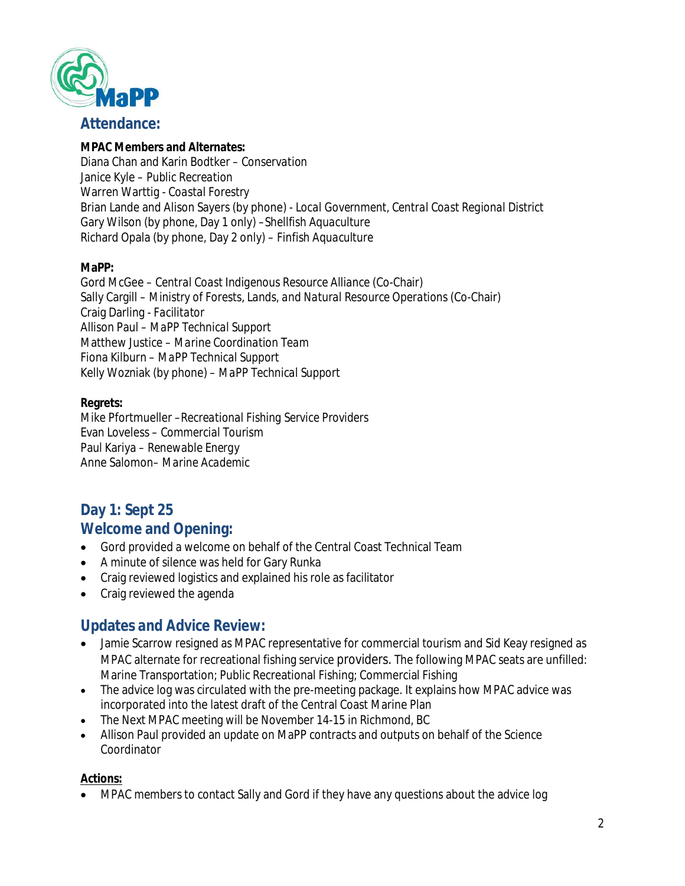## Attendance:

**MPAC Members and Alternates:**
Diana Chan and Karin Bodtker – *Conservation*
Janice Kyle – *Public Recreation*
Warren Warttig - *Coastal Forestry*
Brian Lande and Alison Sayers (by phone) - *Local Government, Central Coast Regional District*
Gary Wilson (by phone, Day 1 only) –*Shellfish Aquaculture*
Richard Opala (by phone, Day 2 only) – *Finfish Aquaculture*

**MaPP:**
Gord McGee – *Central Coast Indigenous Resource Alliance* (Co-Chair)
Sally Cargill – *Ministry of Forests, Lands, and Natural Resource Operations* (Co-Chair)
Craig Darling - *Facilitator*
Allison Paul – *MaPP Technical Support*
Matthew Justice – *Marine Coordination Team*
Fiona Kilburn – *MaPP Technical Support*
Kelly Wozniak (by phone) – *MaPP Technical Support*

**Regrets:**
Mike Pfortmueller –*Recreational Fishing Service Providers*
Evan Loveless – *Commercial Tourism*
Paul Kariya – *Renewable Energy*
Anne Salomon– *Marine Academic*

## Day 1: Sept 25

## Welcome and Opening:

- Gord provided a welcome on behalf of the Central Coast Technical Team
- A minute of silence was held for Gary Runka
- Craig reviewed logistics and explained his role as facilitator
- Craig reviewed the agenda

## Updates and Advice Review:

- Jamie Scarrow resigned as MPAC representative for commercial tourism and Sid Keay resigned as MPAC alternate for recreational fishing service providers. The following MPAC seats are unfilled: Marine Transportation; Public Recreational Fishing; Commercial Fishing
- The advice log was circulated with the pre-meeting package. It explains how MPAC advice was incorporated into the latest draft of the Central Coast Marine Plan
- The Next MPAC meeting will be November 14-15 in Richmond, BC
- Allison Paul provided an update on MaPP contracts and outputs on behalf of the Science Coordinator

**Actions:**

- MPAC members to contact Sally and Gord if they have any questions about the advice log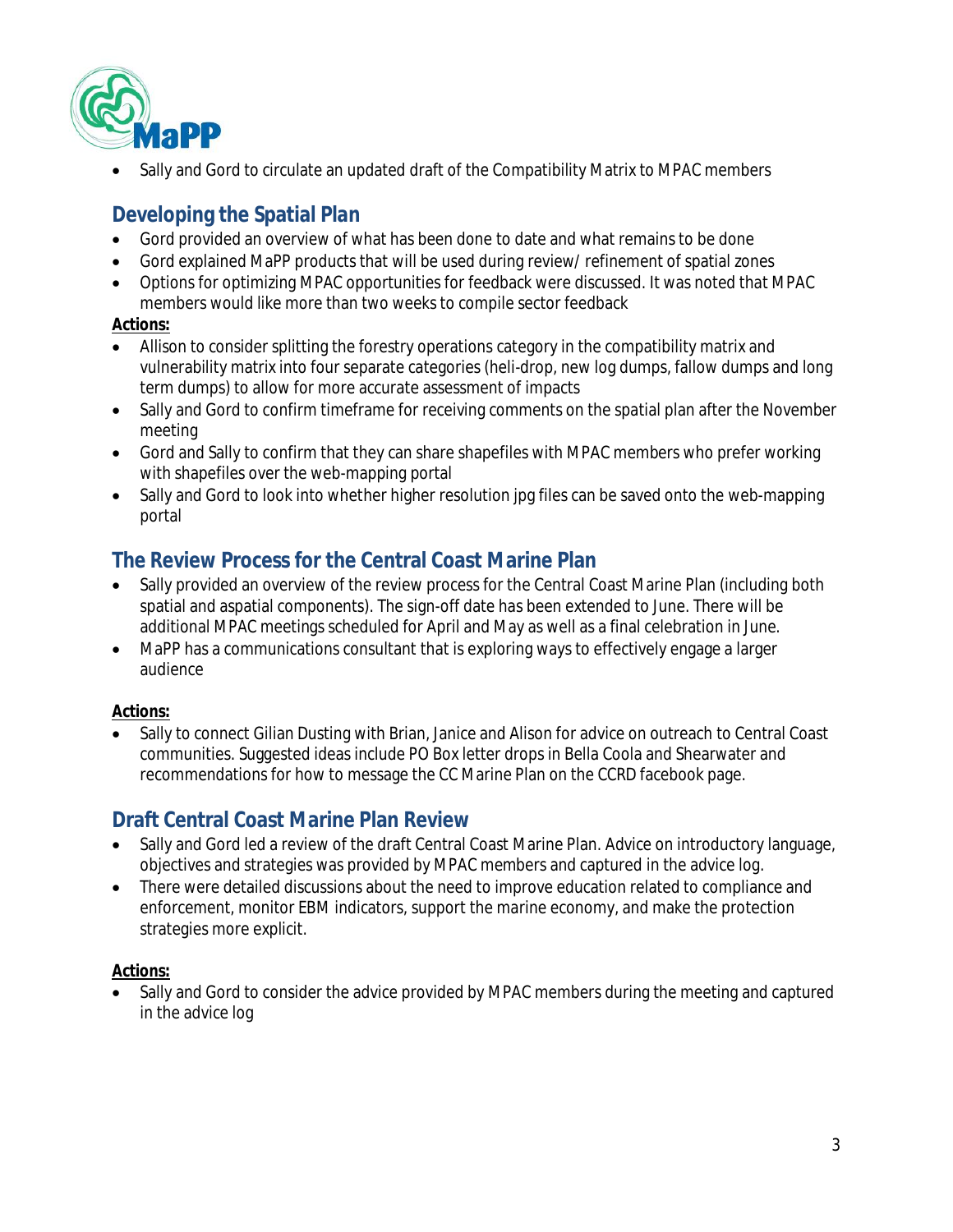- Sally and Gord to circulate an updated draft of the Compatibility Matrix to MPAC members

## Developing the Spatial Plan

- Gord provided an overview of what has been done to date and what remains to be done
- Gord explained MaPP products that will be used during review/ refinement of spatial zones
- Options for optimizing MPAC opportunities for feedback were discussed. It was noted that MPAC members would like more than two weeks to compile sector feedback

**Actions:**

- Allison to consider splitting the forestry operations category in the compatibility matrix and vulnerability matrix into four separate categories (heli-drop, new log dumps, fallow dumps and long term dumps) to allow for more accurate assessment of impacts
- Sally and Gord to confirm timeframe for receiving comments on the spatial plan after the November meeting
- Gord and Sally to confirm that they can share shapefiles with MPAC members who prefer working with shapefiles over the web-mapping portal
- Sally and Gord to look into whether higher resolution jpg files can be saved onto the web-mapping portal

## The Review Process for the Central Coast Marine Plan

- Sally provided an overview of the review process for the Central Coast Marine Plan (including both spatial and aspatial components). The sign-off date has been extended to June. There will be additional MPAC meetings scheduled for April and May as well as a final celebration in June.
- MaPP has a communications consultant that is exploring ways to effectively engage a larger audience

**Actions:**

- Sally to connect Gilian Dusting with Brian, Janice and Alison for advice on outreach to Central Coast communities. Suggested ideas include PO Box letter drops in Bella Coola and Shearwater and recommendations for how to message the CC Marine Plan on the CCRD facebook page.

## Draft Central Coast Marine Plan Review

- Sally and Gord led a review of the draft Central Coast Marine Plan. Advice on introductory language, objectives and strategies was provided by MPAC members and captured in the advice log.
- There were detailed discussions about the need to improve education related to compliance and enforcement, monitor EBM indicators, support the marine economy, and make the protection strategies more explicit.

**Actions:**

- Sally and Gord to consider the advice provided by MPAC members during the meeting and captured in the advice log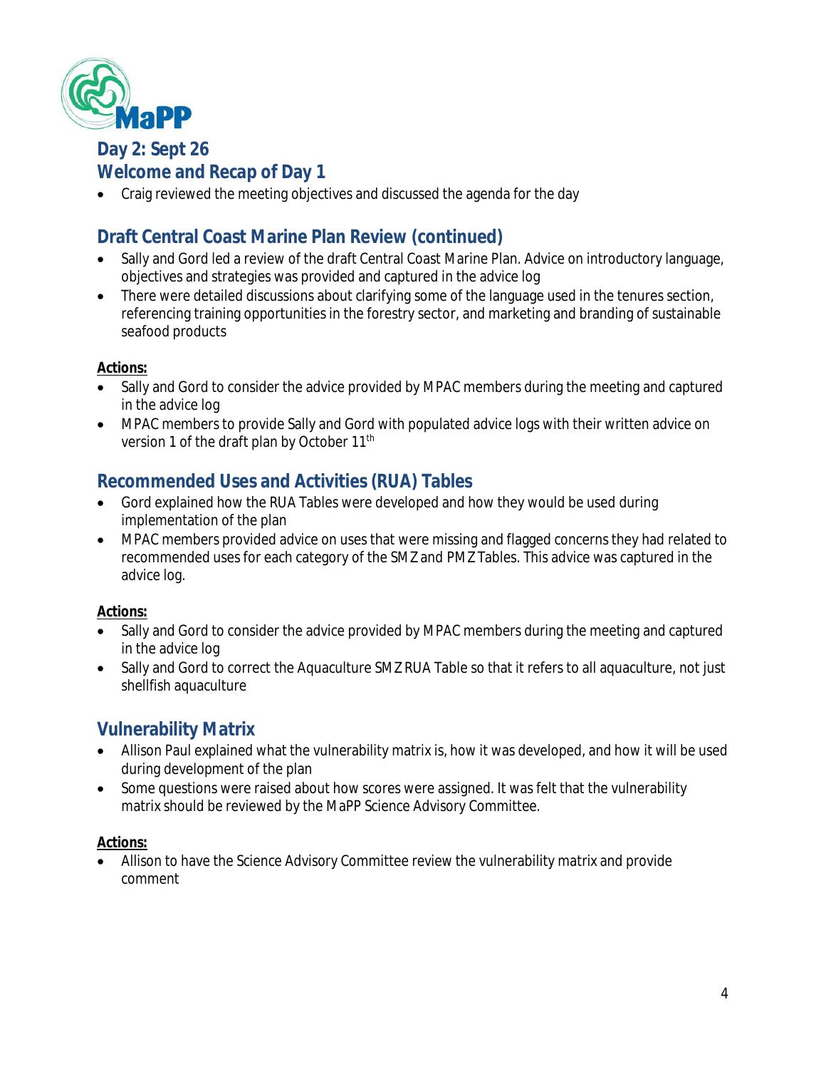## Day 2: Sept 26

## Welcome and Recap of Day 1

- Craig reviewed the meeting objectives and discussed the agenda for the day

## Draft Central Coast Marine Plan Review (continued)

- Sally and Gord led a review of the draft Central Coast Marine Plan. Advice on introductory language, objectives and strategies was provided and captured in the advice log
- There were detailed discussions about clarifying some of the language used in the tenures section, referencing training opportunities in the forestry sector, and marketing and branding of sustainable seafood products

**Actions:**

- Sally and Gord to consider the advice provided by MPAC members during the meeting and captured in the advice log
- MPAC members to provide Sally and Gord with populated advice logs with their written advice on version 1 of the draft plan by October 11th

## Recommended Uses and Activities (RUA) Tables

- Gord explained how the RUA Tables were developed and how they would be used during implementation of the plan
- MPAC members provided advice on uses that were missing and flagged concerns they had related to recommended uses for each category of the SMZ and PMZ Tables. This advice was captured in the advice log.

**Actions:**

- Sally and Gord to consider the advice provided by MPAC members during the meeting and captured in the advice log
- Sally and Gord to correct the Aquaculture SMZ RUA Table so that it refers to all aquaculture, not just shellfish aquaculture

## Vulnerability Matrix

- Allison Paul explained what the vulnerability matrix is, how it was developed, and how it will be used during development of the plan
- Some questions were raised about how scores were assigned. It was felt that the vulnerability matrix should be reviewed by the MaPP Science Advisory Committee.

**Actions:**

- Allison to have the Science Advisory Committee review the vulnerability matrix and provide comment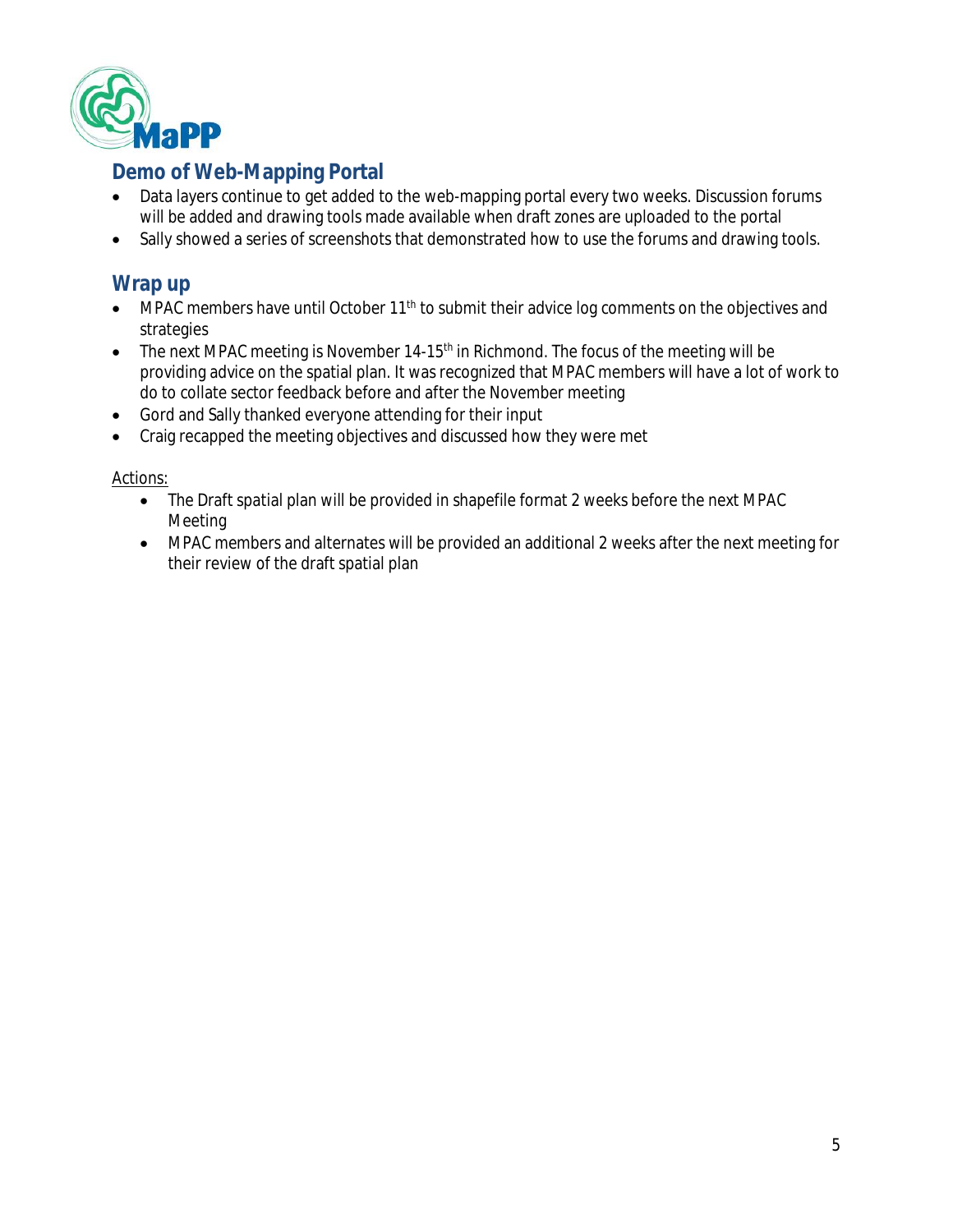## Demo of Web-Mapping Portal

- Data layers continue to get added to the web-mapping portal every two weeks. Discussion forums will be added and drawing tools made available when draft zones are uploaded to the portal
- Sally showed a series of screenshots that demonstrated how to use the forums and drawing tools.

## Wrap up

- MPAC members have until October 11th to submit their advice log comments on the objectives and strategies
- The next MPAC meeting is November 14-15th in Richmond. The focus of the meeting will be providing advice on the spatial plan. It was recognized that MPAC members will have a lot of work to do to collate sector feedback before and after the November meeting
- Gord and Sally thanked everyone attending for their input
- Craig recapped the meeting objectives and discussed how they were met

Actions:

- The Draft spatial plan will be provided in shapefile format 2 weeks before the next MPAC Meeting
- MPAC members and alternates will be provided an additional 2 weeks after the next meeting for their review of the draft spatial plan